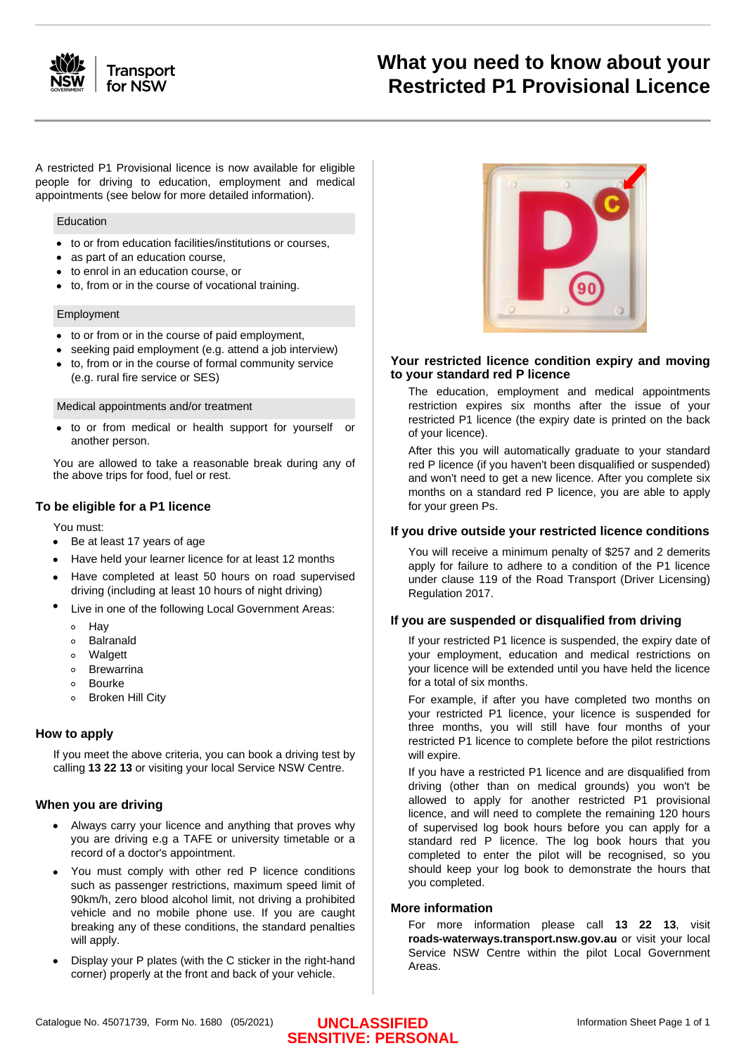# What you need to know about your Restricted P1 Provisional Licence

A restricted P1 Provisional licence is now available for eligible people for driving to education, employment and medical appointments (see below for more detailed information).

**Education**

- to or from education facilities/institutions or courses,
- as part of an education course,
- to enrol in an education course, or
- to, from or in the course of vocational training.

**Employment**

- to or from or in the course of paid employment,
- seeking paid employment (e.g. attend a job interview)
- to, from or in the course of formal community service (e.g. rural fire service or SES)

**Medical appointments and/or treatment**

- to or from medical or health support for yourself or another person.

You are allowed to take a reasonable break during any of the above trips for food, fuel or rest.

## To be eligible for a P1 licence

You must:

- Be at least 17 years of age
- Have held your learner licence for at least 12 months
- Have completed at least 50 hours on road supervised driving (including at least 10 hours of night driving)
- Live in one of the following Local Government Areas:
  - Hay
  - Balranald
  - Walgett
  - Brewarrina
  - Bourke
  - Broken Hill City

## How to apply

If you meet the above criteria, you can book a driving test by calling **13 22 13** or visiting your local Service NSW Centre.

## When you are driving

- Always carry your licence and anything that proves why you are driving e.g a TAFE or university timetable or a record of a doctor's appointment.
- You must comply with other red P licence conditions such as passenger restrictions, maximum speed limit of 90km/h, zero blood alcohol limit, not driving a prohibited vehicle and no mobile phone use. If you are caught breaking any of these conditions, the standard penalties will apply.
- Display your P plates (with the C sticker in the right-hand corner) properly at the front and back of your vehicle.

## Your restricted licence condition expiry and moving to your standard red P licence

The education, employment and medical appointments restriction expires six months after the issue of your restricted P1 licence (the expiry date is printed on the back of your licence).

After this you will automatically graduate to your standard red P licence (if you haven't been disqualified or suspended) and won't need to get a new licence. After you complete six months on a standard red P licence, you are able to apply for your green Ps.

## If you drive outside your restricted licence conditions

You will receive a minimum penalty of $257 and 2 demerits apply for failure to adhere to a condition of the P1 licence under clause 119 of the Road Transport (Driver Licensing) Regulation 2017.

## If you are suspended or disqualified from driving

If your restricted P1 licence is suspended, the expiry date of your employment, education and medical restrictions on your licence will be extended until you have held the licence for a total of six months.

For example, if after you have completed two months on your restricted P1 licence, your licence is suspended for three months, you will still have four months of your restricted P1 licence to complete before the pilot restrictions will expire.

If you have a restricted P1 licence and are disqualified from driving (other than on medical grounds) you won't be allowed to apply for another restricted P1 provisional licence, and will need to complete the remaining 120 hours of supervised log book hours before you can apply for a standard red P licence. The log book hours that you completed to enter the pilot will be recognised, so you should keep your log book to demonstrate the hours that you completed.

## More information

For more information please call **13 22 13**, visit **roads-waterways.transport.nsw.gov.au** or visit your local Service NSW Centre within the pilot Local Government Areas.

Catalogue No. 45071739, Form No. 1680 (05/2021)

UNCLASSIFIED
SENSITIVE: PERSONAL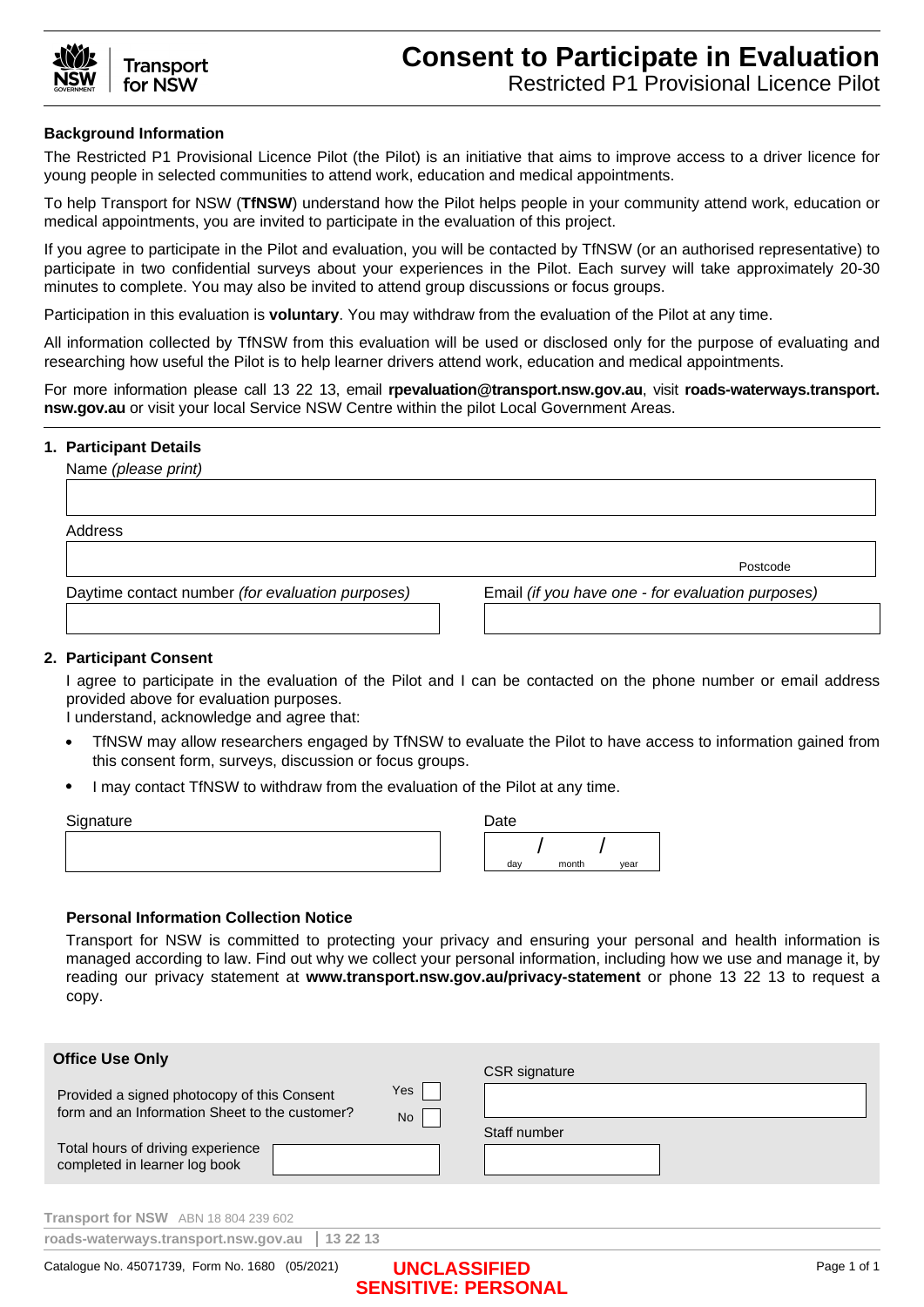# Consent to Participate in Evaluation

## Restricted P1 Provisional Licence Pilot

### Background Information

The Restricted P1 Provisional Licence Pilot (the Pilot) is an initiative that aims to improve access to a driver licence for young people in selected communities to attend work, education and medical appointments.

To help Transport for NSW (**TfNSW**) understand how the Pilot helps people in your community attend work, education or medical appointments, you are invited to participate in the evaluation of this project.

If you agree to participate in the Pilot and evaluation, you will be contacted by TfNSW (or an authorised representative) to participate in two confidential surveys about your experiences in the Pilot. Each survey will take approximately 20-30 minutes to complete. You may also be invited to attend group discussions or focus groups.

Participation in this evaluation is **voluntary**. You may withdraw from the evaluation of the Pilot at any time.

All information collected by TfNSW from this evaluation will be used or disclosed only for the purpose of evaluating and researching how useful the Pilot is to help learner drivers attend work, education and medical appointments.

For more information please call 13 22 13, email **rpevaluation@transport.nsw.gov.au**, visit **roads-waterways.transport.nsw.gov.au** or visit your local Service NSW Centre within the pilot Local Government Areas.

### 1. Participant Details

Name *(please print)*

Address

Postcode

Daytime contact number *(for evaluation purposes)*

Email *(if you have one - for evaluation purposes)*

### 2. Participant Consent

I agree to participate in the evaluation of the Pilot and I can be contacted on the phone number or email address provided above for evaluation purposes.
I understand, acknowledge and agree that:

- TfNSW may allow researchers engaged by TfNSW to evaluate the Pilot to have access to information gained from this consent form, surveys, discussion or focus groups.
- I may contact TfNSW to withdraw from the evaluation of the Pilot at any time.

Signature

Date / / (day month year)

### Personal Information Collection Notice

Transport for NSW is committed to protecting your privacy and ensuring your personal and health information is managed according to law. Find out why we collect your personal information, including how we use and manage it, by reading our privacy statement at **www.transport.nsw.gov.au/privacy-statement** or phone 13 22 13 to request a copy.

### Office Use Only

Provided a signed photocopy of this Consent form and an Information Sheet to the customer? Yes ☐ No ☐

CSR signature

Total hours of driving experience completed in learner log book

Staff number

**Transport for NSW** ABN 18 804 239 602

**roads-waterways.transport.nsw.gov.au** | **13 22 13**

Catalogue No. 45071739, Form No. 1680 (05/2021)

**UNCLASSIFIED**
**SENSITIVE: PERSONAL**